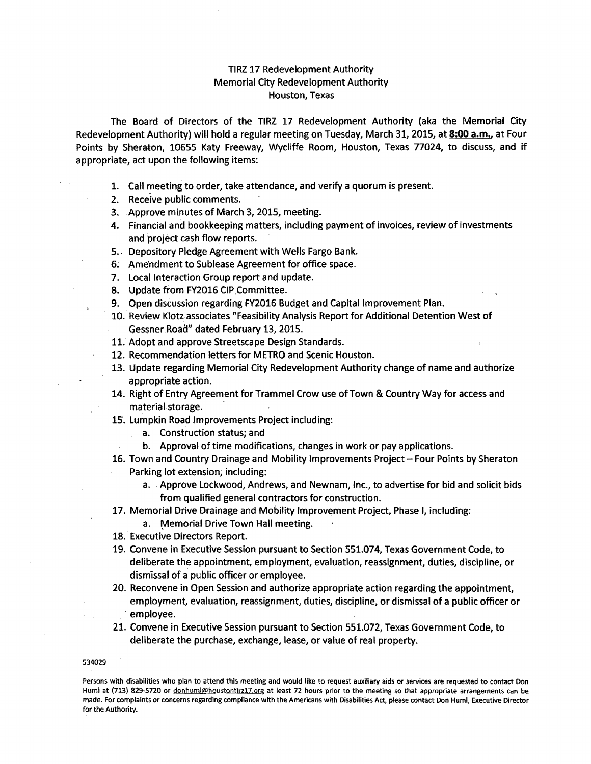# TIRZ 17 Redevelopment Authority
## Memorial City Redevelopment Authority
## Houston, Texas

The Board of Directors of the TIRZ 17 Redevelopment Authority (aka the Memorial City Redevelopment Authority) will hold a regular meeting on Tuesday, March 31, 2015, at **8:00 a.m.**, at Four Points by Sheraton, 10655 Katy Freeway, Wycliffe Room, Houston, Texas 77024, to discuss, and if appropriate, act upon the following items:

1. Call meeting to order, take attendance, and verify a quorum is present.
2. Receive public comments.
3. Approve minutes of March 3, 2015, meeting.
4. Financial and bookkeeping matters, including payment of invoices, review of investments and project cash flow reports.
5. Depository Pledge Agreement with Wells Fargo Bank.
6. Amendment to Sublease Agreement for office space.
7. Local Interaction Group report and update.
8. Update from FY2016 CIP Committee.
9. Open discussion regarding FY2016 Budget and Capital Improvement Plan.
10. Review Klotz associates "Feasibility Analysis Report for Additional Detention West of Gessner Road" dated February 13, 2015.
11. Adopt and approve Streetscape Design Standards.
12. Recommendation letters for METRO and Scenic Houston.
13. Update regarding Memorial City Redevelopment Authority change of name and authorize appropriate action.
14. Right of Entry Agreement for Trammel Crow use of Town & Country Way for access and material storage.
15. Lumpkin Road Improvements Project including:
    a. Construction status; and
    b. Approval of time modifications, changes in work or pay applications.
16. Town and Country Drainage and Mobility Improvements Project – Four Points by Sheraton Parking lot extension, including:
    a. Approve Lockwood, Andrews, and Newnam, Inc., to advertise for bid and solicit bids from qualified general contractors for construction.
17. Memorial Drive Drainage and Mobility Improvement Project, Phase I, including:
    a. Memorial Drive Town Hall meeting.
18. Executive Directors Report.
19. Convene in Executive Session pursuant to Section 551.074, Texas Government Code, to deliberate the appointment, employment, evaluation, reassignment, duties, discipline, or dismissal of a public officer or employee.
20. Reconvene in Open Session and authorize appropriate action regarding the appointment, employment, evaluation, reassignment, duties, discipline, or dismissal of a public officer or employee.
21. Convene in Executive Session pursuant to Section 551.072, Texas Government Code, to deliberate the purchase, exchange, lease, or value of real property.

534029

Persons with disabilities who plan to attend this meeting and would like to request auxiliary aids or services are requested to contact Don Huml at (713) 829-5720 or donhuml@houstontirz17.org at least 72 hours prior to the meeting so that appropriate arrangements can be made. For complaints or concerns regarding compliance with the Americans with Disabilities Act, please contact Don Huml, Executive Director for the Authority.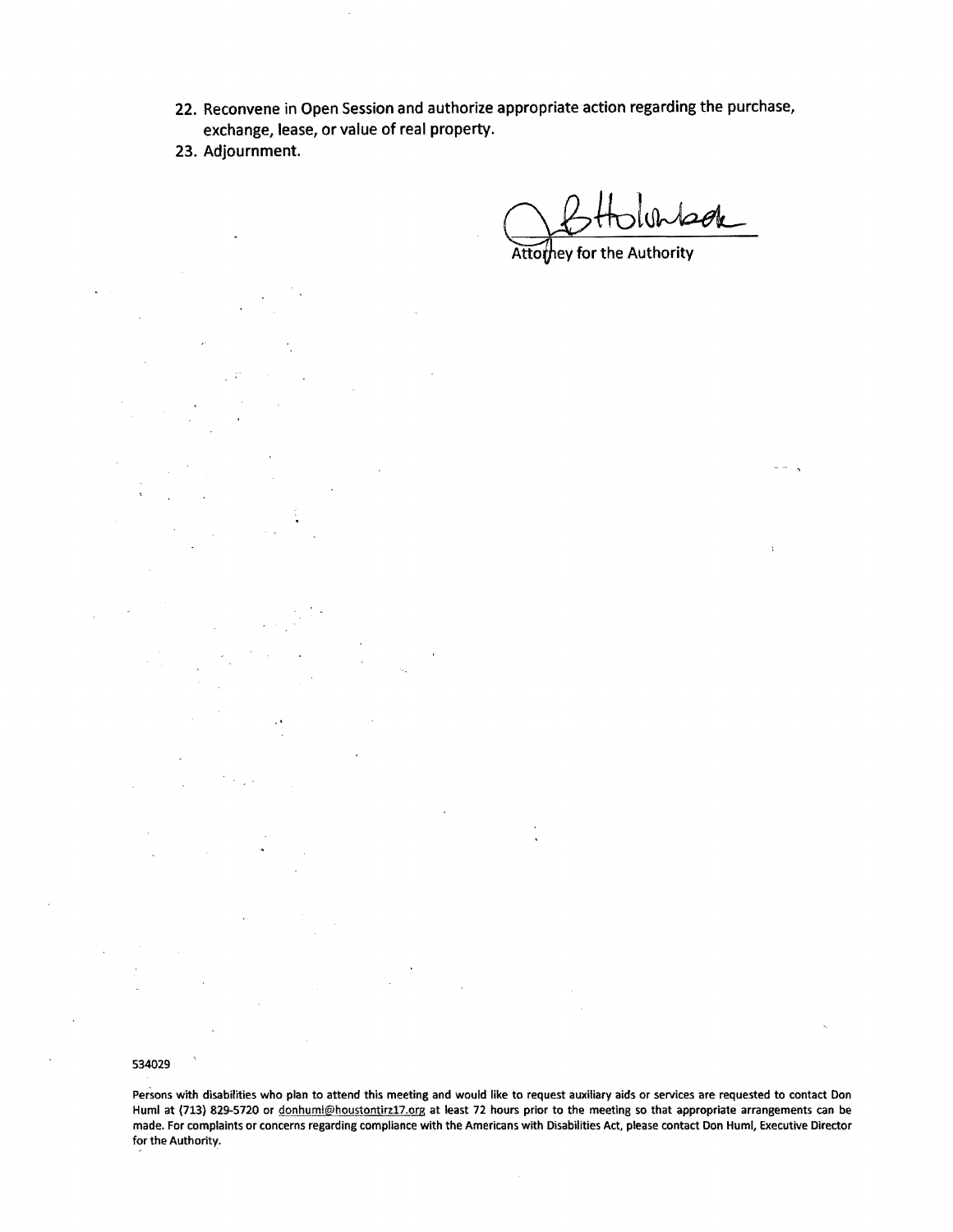22. Reconvene in Open Session and authorize appropriate action regarding the purchase, exchange, lease, or value of real property.
23. Adjournment.

BHolenbeck

Attorney for the Authority

534029

Persons with disabilities who plan to attend this meeting and would like to request auxiliary aids or services are requested to contact Don Huml at (713) 829-5720 or donhuml@houstontirz17.org at least 72 hours prior to the meeting so that appropriate arrangements can be made. For complaints or concerns regarding compliance with the Americans with Disabilities Act, please contact Don Huml, Executive Director for the Authority.